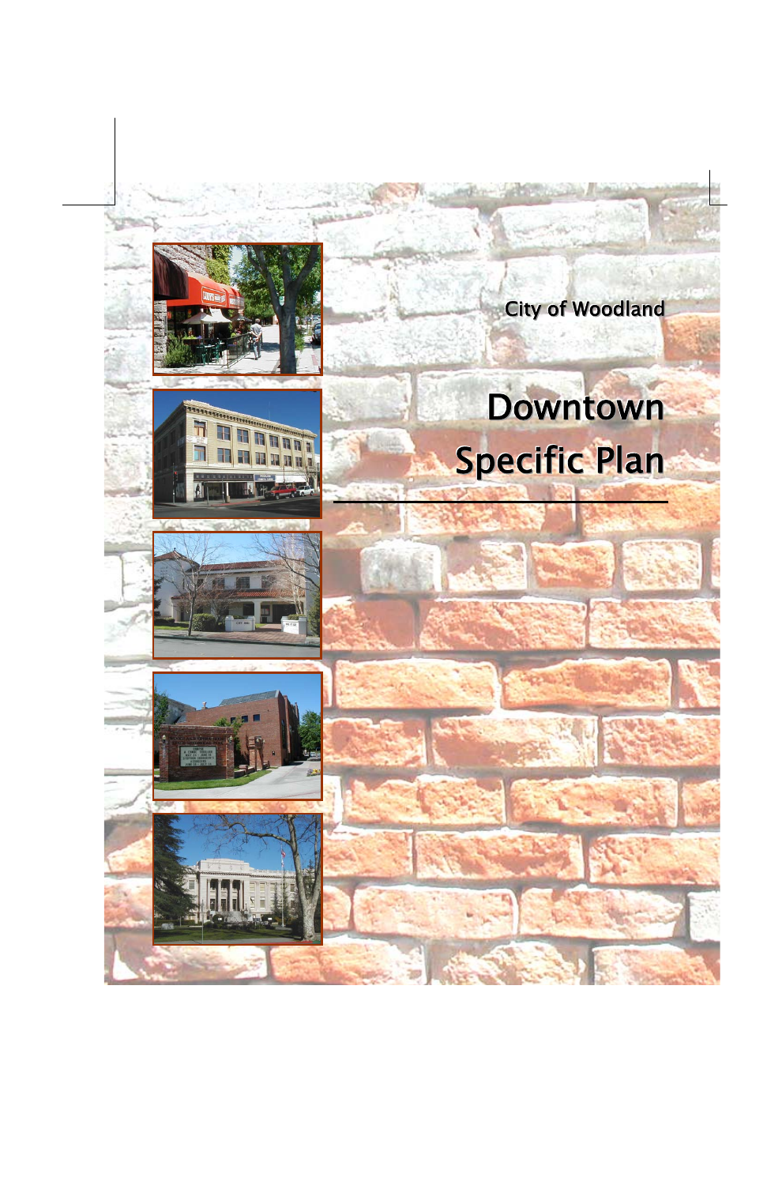City of Woodland

# Downtown Specific Plan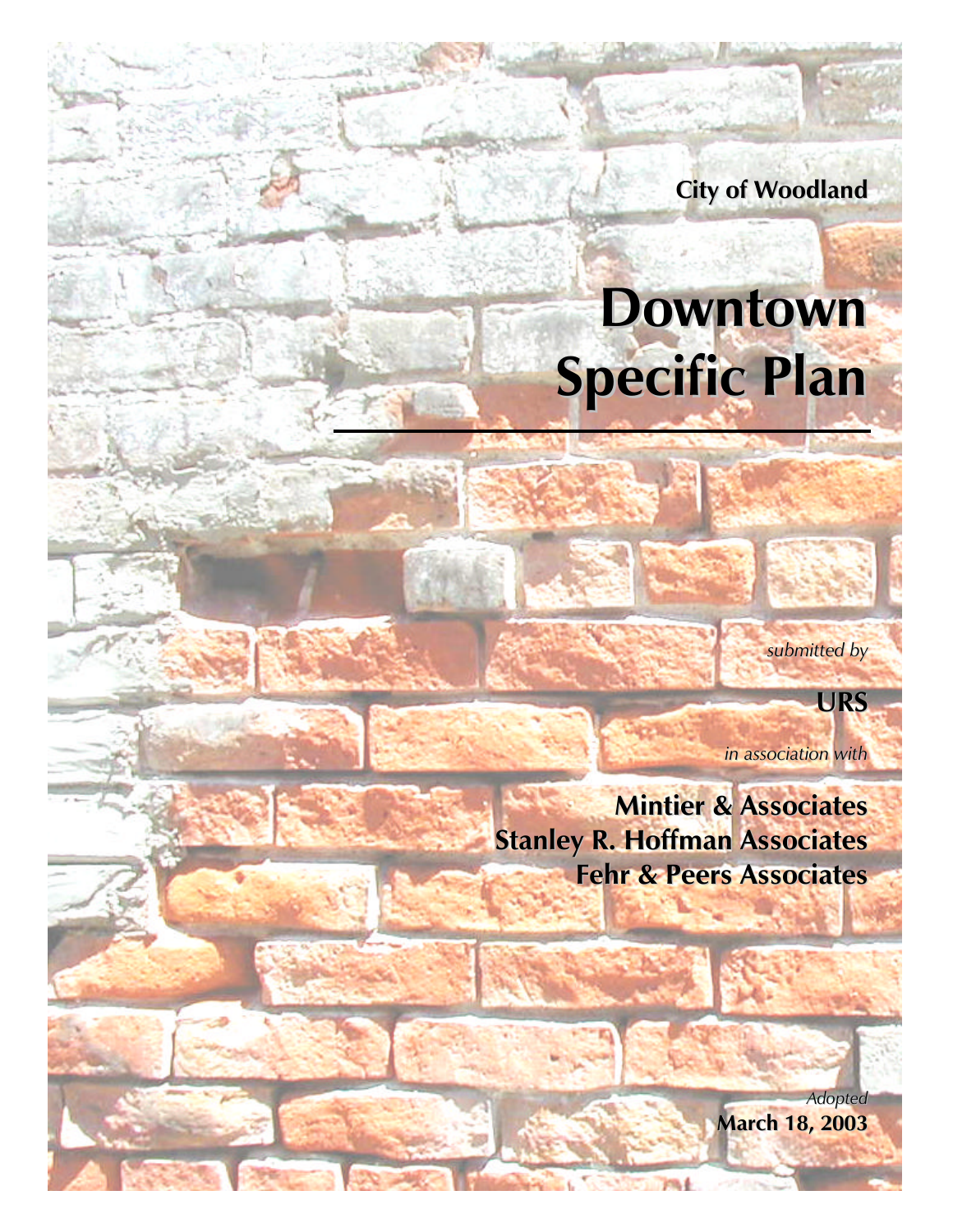City of Woodland

# Downtown Specific Plan

*submitted by*

**URS**

*in association with*

**Mintier & Associates**
**Stanley R. Hoffman Associates**
**Fehr & Peers Associates**

*Adopted*
**March 18, 2003**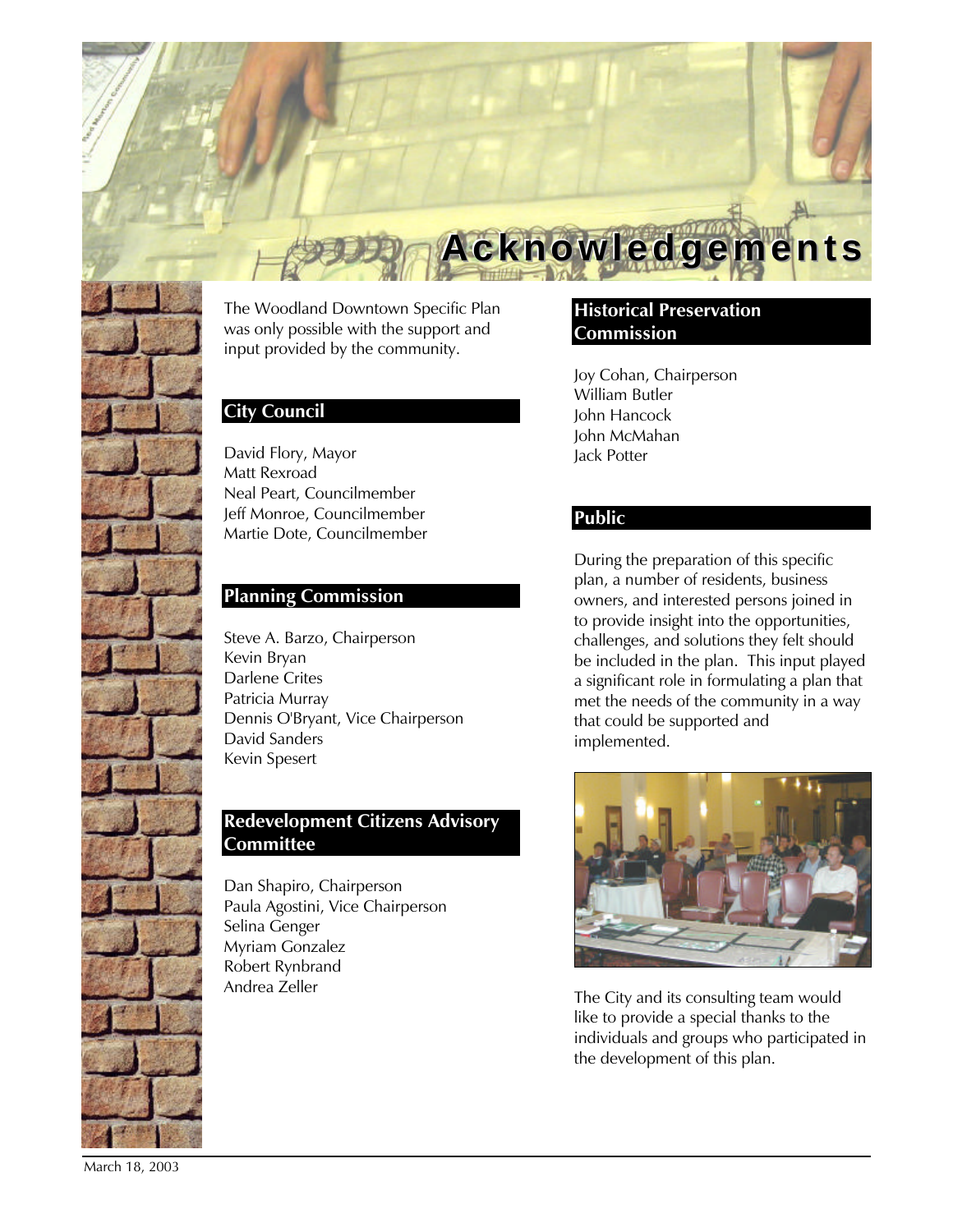# Acknowledgements

The Woodland Downtown Specific Plan was only possible with the support and input provided by the community.

## City Council

David Flory, Mayor
Matt Rexroad
Neal Peart, Councilmember
Jeff Monroe, Councilmember
Martie Dote, Councilmember

## Planning Commission

Steve A. Barzo, Chairperson
Kevin Bryan
Darlene Crites
Patricia Murray
Dennis O'Bryant, Vice Chairperson
David Sanders
Kevin Spesert

## Redevelopment Citizens Advisory Committee

Dan Shapiro, Chairperson
Paula Agostini, Vice Chairperson
Selina Genger
Myriam Gonzalez
Robert Rynbrand
Andrea Zeller

## Historical Preservation Commission

Joy Cohan, Chairperson
William Butler
John Hancock
John McMahan
Jack Potter

## Public

During the preparation of this specific plan, a number of residents, business owners, and interested persons joined in to provide insight into the opportunities, challenges, and solutions they felt should be included in the plan. This input played a significant role in formulating a plan that met the needs of the community in a way that could be supported and implemented.

The City and its consulting team would like to provide a special thanks to the individuals and groups who participated in the development of this plan.

March 18, 2003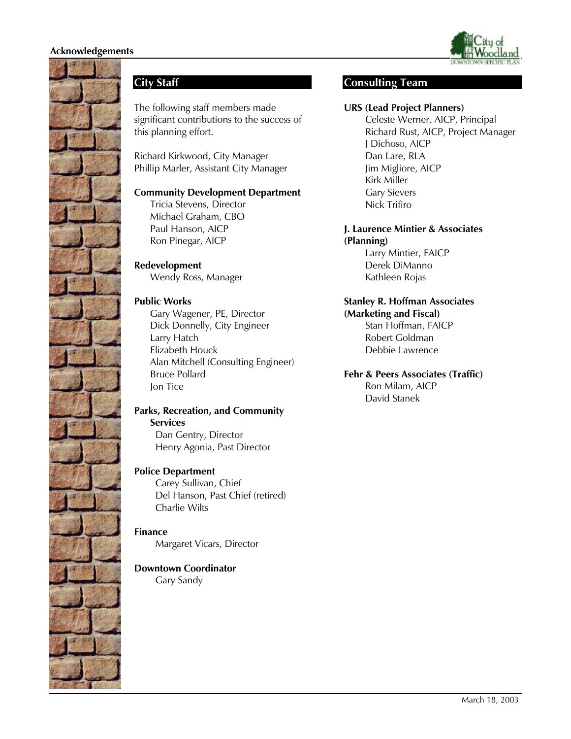# Acknowledgements

## City Staff

The following staff members made significant contributions to the success of this planning effort.

Richard Kirkwood, City Manager
Phillip Marler, Assistant City Manager

**Community Development Department**

Tricia Stevens, Director
Michael Graham, CBO
Paul Hanson, AICP
Ron Pinegar, AICP

**Redevelopment**

Wendy Ross, Manager

**Public Works**

Gary Wagener, PE, Director
Dick Donnelly, City Engineer
Larry Hatch
Elizabeth Houck
Alan Mitchell (Consulting Engineer)
Bruce Pollard
Jon Tice

**Parks, Recreation, and Community Services**

Dan Gentry, Director
Henry Agonia, Past Director

**Police Department**

Carey Sullivan, Chief
Del Hanson, Past Chief (retired)
Charlie Wilts

**Finance**

Margaret Vicars, Director

**Downtown Coordinator**

Gary Sandy

## Consulting Team

**URS (Lead Project Planners)**

Celeste Werner, AICP, Principal
Richard Rust, AICP, Project Manager
J Dichoso, AICP
Dan Lare, RLA
Jim Migliore, AICP
Kirk Miller
Gary Sievers
Nick Trifiro

**J. Laurence Mintier & Associates (Planning)**

Larry Mintier, FAICP
Derek DiManno
Kathleen Rojas

**Stanley R. Hoffman Associates (Marketing and Fiscal)**

Stan Hoffman, FAICP
Robert Goldman
Debbie Lawrence

**Fehr & Peers Associates (Traffic)**

Ron Milam, AICP
David Stanek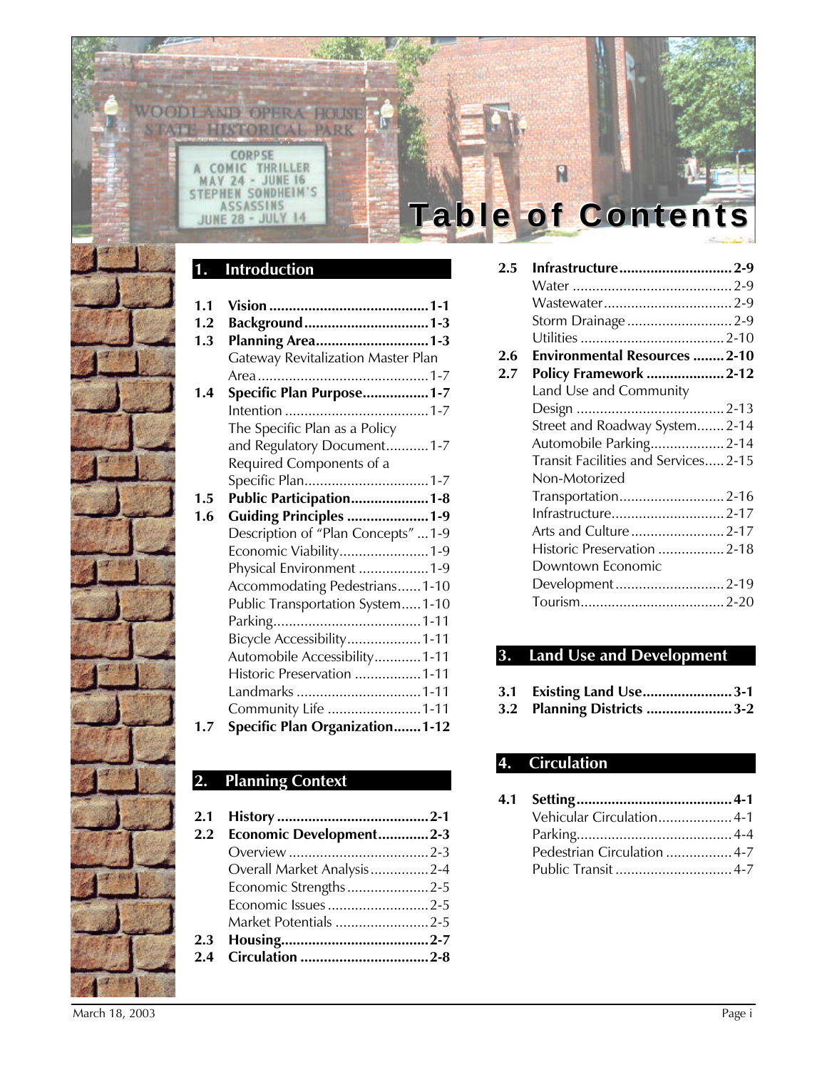# Table of Contents

## 1. Introduction

- **1.1 Vision** ........ **1-1**
- **1.2 Background** ........ **1-3**
- **1.3 Planning Area** ........ **1-3**
  - Gateway Revitalization Master Plan Area ........ 1-7
- **1.4 Specific Plan Purpose** ........ **1-7**
  - Intention ........ 1-7
  - The Specific Plan as a Policy and Regulatory Document ........ 1-7
  - Required Components of a Specific Plan ........ 1-7
- **1.5 Public Participation** ........ **1-8**
- **1.6 Guiding Principles** ........ **1-9**
  - Description of "Plan Concepts" ........ 1-9
  - Economic Viability ........ 1-9
  - Physical Environment ........ 1-9
  - Accommodating Pedestrians ........ 1-10
  - Public Transportation System ........ 1-10
  - Parking ........ 1-11
  - Bicycle Accessibility ........ 1-11
  - Automobile Accessibility ........ 1-11
  - Historic Preservation ........ 1-11
  - Landmarks ........ 1-11
  - Community Life ........ 1-11
- **1.7 Specific Plan Organization** ........ **1-12**

## 2. Planning Context

- **2.1 History** ........ **2-1**
- **2.2 Economic Development** ........ **2-3**
  - Overview ........ 2-3
  - Overall Market Analysis ........ 2-4
  - Economic Strengths ........ 2-5
  - Economic Issues ........ 2-5
  - Market Potentials ........ 2-5
- **2.3 Housing** ........ **2-7**
- **2.4 Circulation** ........ **2-8**
- **2.5 Infrastructure** ........ **2-9**
  - Water ........ 2-9
  - Wastewater ........ 2-9
  - Storm Drainage ........ 2-9
  - Utilities ........ 2-10
- **2.6 Environmental Resources** ........ **2-10**
- **2.7 Policy Framework** ........ **2-12**
  - Land Use and Community Design ........ 2-13
  - Street and Roadway System ........ 2-14
  - Automobile Parking ........ 2-14
  - Transit Facilities and Services ........ 2-15
  - Non-Motorized Transportation ........ 2-16
  - Infrastructure ........ 2-17
  - Arts and Culture ........ 2-17
  - Historic Preservation ........ 2-18
  - Downtown Economic Development ........ 2-19
  - Tourism ........ 2-20

## 3. Land Use and Development

- **3.1 Existing Land Use** ........ **3-1**
- **3.2 Planning Districts** ........ **3-2**

## 4. Circulation

- **4.1 Setting** ........ **4-1**
  - Vehicular Circulation ........ 4-1
  - Parking ........ 4-4
  - Pedestrian Circulation ........ 4-7
  - Public Transit ........ 4-7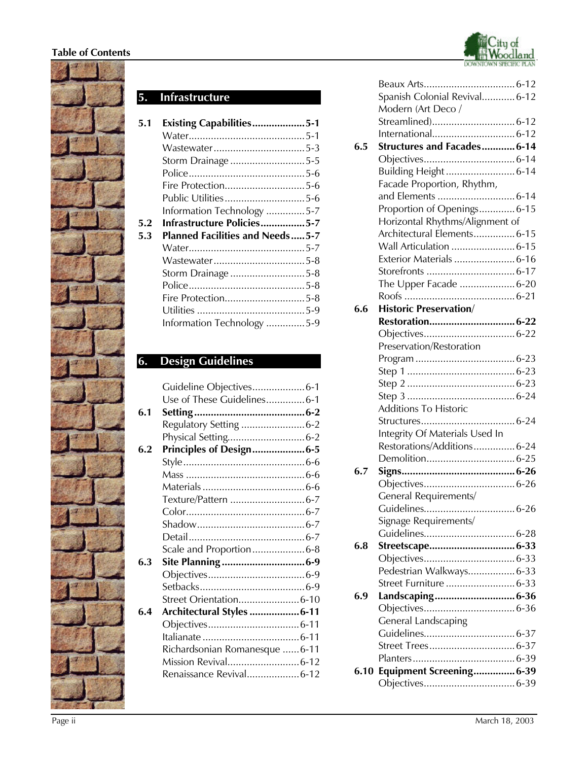## 5. Infrastructure

**5.1 Existing Capabilities** .................... **5-1**
- Water .................... 5-1
- Wastewater .................... 5-3
- Storm Drainage .................... 5-5
- Police .................... 5-6
- Fire Protection .................... 5-6
- Public Utilities .................... 5-6
- Information Technology .................... 5-7

**5.2 Infrastructure Policies** .................... **5-7**

**5.3 Planned Facilities and Needs** .................... **5-7**
- Water .................... 5-7
- Wastewater .................... 5-8
- Storm Drainage .................... 5-8
- Police .................... 5-8
- Fire Protection .................... 5-8
- Utilities .................... 5-9
- Information Technology .................... 5-9

## 6. Design Guidelines

- Guideline Objectives .................... 6-1
- Use of These Guidelines .................... 6-1

**6.1 Setting** .................... **6-2**
- Regulatory Setting .................... 6-2
- Physical Setting .................... 6-2

**6.2 Principles of Design** .................... **6-5**
- Style .................... 6-6
- Mass .................... 6-6
- Materials .................... 6-6
- Texture/Pattern .................... 6-7
- Color .................... 6-7
- Shadow .................... 6-7
- Detail .................... 6-7
- Scale and Proportion .................... 6-8

**6.3 Site Planning** .................... **6-9**
- Objectives .................... 6-9
- Setbacks .................... 6-9
- Street Orientation .................... 6-10

**6.4 Architectural Styles** .................... **6-11**
- Objectives .................... 6-11
- Italianate .................... 6-11
- Richardsonian Romanesque .................... 6-11
- Mission Revival .................... 6-12
- Renaissance Revival .................... 6-12
- Beaux Arts .................... 6-12
- Spanish Colonial Revival .................... 6-12
- Modern (Art Deco / Streamlined) .................... 6-12
- International .................... 6-12

**6.5 Structures and Facades** .................... **6-14**
- Objectives .................... 6-14
- Building Height .................... 6-14
- Facade Proportion, Rhythm, and Elements .................... 6-14
- Proportion of Openings .................... 6-15
- Horizontal Rhythms/Alignment of Architectural Elements .................... 6-15
- Wall Articulation .................... 6-15
- Exterior Materials .................... 6-16
- Storefronts .................... 6-17
- The Upper Facade .................... 6-20
- Roofs .................... 6-21

**6.6 Historic Preservation/ Restoration** .................... **6-22**
- Objectives .................... 6-22
- Preservation/Restoration Program .................... 6-23
- Step 1 .................... 6-23
- Step 2 .................... 6-23
- Step 3 .................... 6-24
- Additions To Historic Structures .................... 6-24
- Integrity Of Materials Used In Restorations/Additions .................... 6-24
- Demolition .................... 6-25

**6.7 Signs** .................... **6-26**
- Objectives .................... 6-26
- General Requirements/ Guidelines .................... 6-26
- Signage Requirements/ Guidelines .................... 6-28

**6.8 Streetscape** .................... **6-33**
- Objectives .................... 6-33
- Pedestrian Walkways .................... 6-33
- Street Furniture .................... 6-33

**6.9 Landscaping** .................... **6-36**
- Objectives .................... 6-36
- General Landscaping Guidelines .................... 6-37
- Street Trees .................... 6-37
- Planters .................... 6-39

**6.10 Equipment Screening** .................... **6-39**
- Objectives .................... 6-39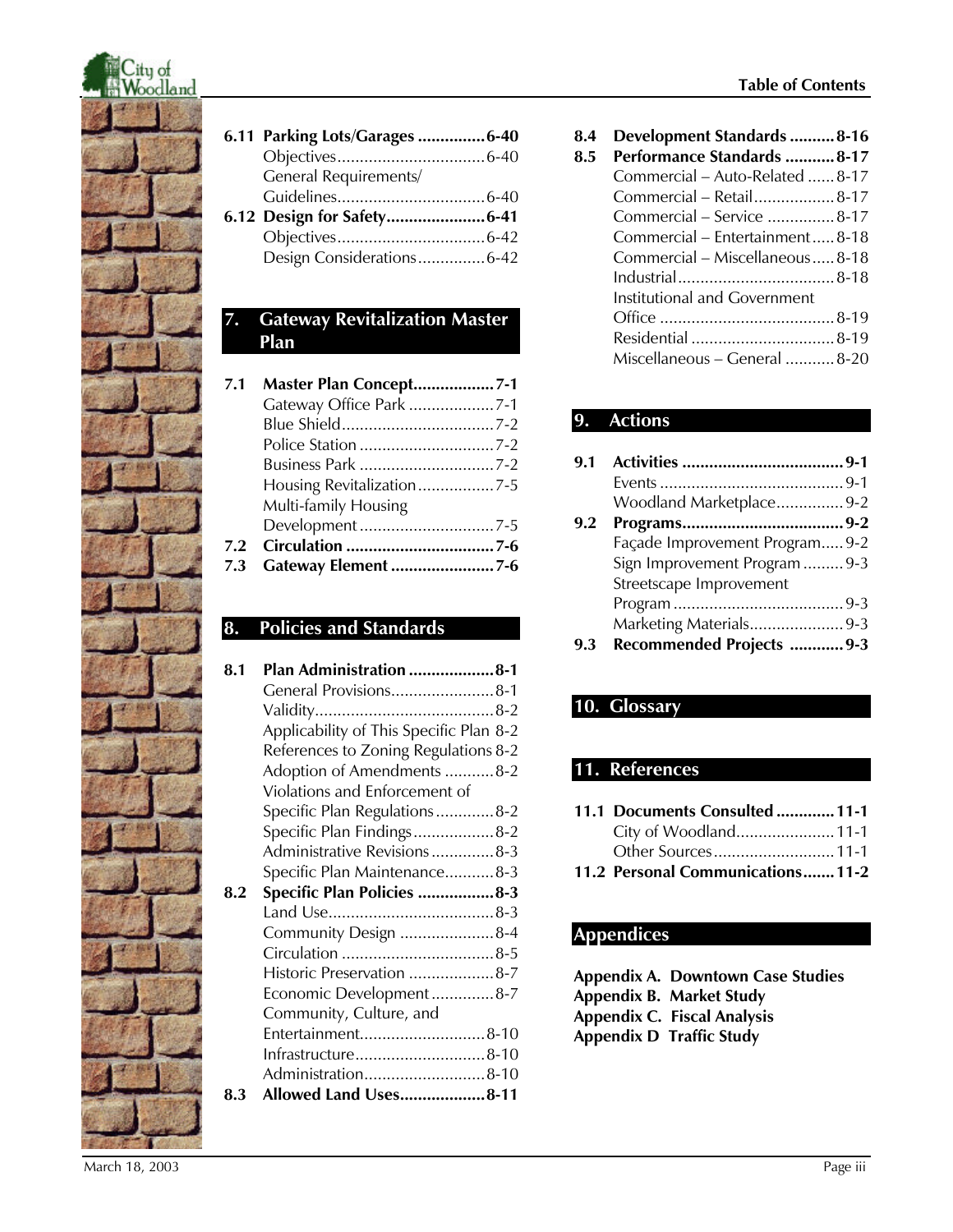**6.11 Parking Lots/Garages ............... 6-40**
- Objectives ................................. 6-40
- General Requirements/ Guidelines ................................. 6-40

**6.12 Design for Safety ...................... 6-41**
- Objectives ................................. 6-42
- Design Considerations ............... 6-42

## 7. Gateway Revitalization Master Plan

**7.1 Master Plan Concept .................. 7-1**
- Gateway Office Park ................... 7-1
- Blue Shield .................................. 7-2
- Police Station .............................. 7-2
- Business Park .............................. 7-2
- Housing Revitalization ................. 7-5
- Multi-family Housing Development .............................. 7-5

**7.2 Circulation ................................. 7-6**

**7.3 Gateway Element ....................... 7-6**

## 8. Policies and Standards

**8.1 Plan Administration ................... 8-1**
- General Provisions ....................... 8-1
- Validity ........................................ 8-2
- Applicability of This Specific Plan 8-2
- References to Zoning Regulations 8-2
- Adoption of Amendments ........... 8-2
- Violations and Enforcement of Specific Plan Regulations ............. 8-2
- Specific Plan Findings .................. 8-2
- Administrative Revisions .............. 8-3
- Specific Plan Maintenance ........... 8-3

**8.2 Specific Plan Policies ................. 8-3**
- Land Use ..................................... 8-3
- Community Design ..................... 8-4
- Circulation .................................. 8-5
- Historic Preservation ................... 8-7
- Economic Development .............. 8-7
- Community, Culture, and Entertainment ............................ 8-10
- Infrastructure ............................. 8-10
- Administration ........................... 8-10

**8.3 Allowed Land Uses ................... 8-11**

**8.4 Development Standards .......... 8-16**

**8.5 Performance Standards ........... 8-17**
- Commercial – Auto-Related ...... 8-17
- Commercial – Retail .................. 8-17
- Commercial – Service ............... 8-17
- Commercial – Entertainment ..... 8-18
- Commercial – Miscellaneous ..... 8-18
- Industrial ................................... 8-18
- Institutional and Government Office ....................................... 8-19
- Residential ................................ 8-19
- Miscellaneous – General ........... 8-20

## 9. Actions

**9.1 Activities ................................... 9-1**
- Events ......................................... 9-1
- Woodland Marketplace ............... 9-2

**9.2 Programs .................................... 9-2**
- Façade Improvement Program ..... 9-2
- Sign Improvement Program ......... 9-3
- Streetscape Improvement Program ...................................... 9-3
- Marketing Materials ..................... 9-3

**9.3 Recommended Projects ............ 9-3**

## 10. Glossary

## 11. References

**11.1 Documents Consulted ............. 11-1**
- City of Woodland ...................... 11-1
- Other Sources ........................... 11-1

**11.2 Personal Communications ....... 11-2**

## Appendices

**Appendix A. Downtown Case Studies**
**Appendix B. Market Study**
**Appendix C. Fiscal Analysis**
**Appendix D Traffic Study**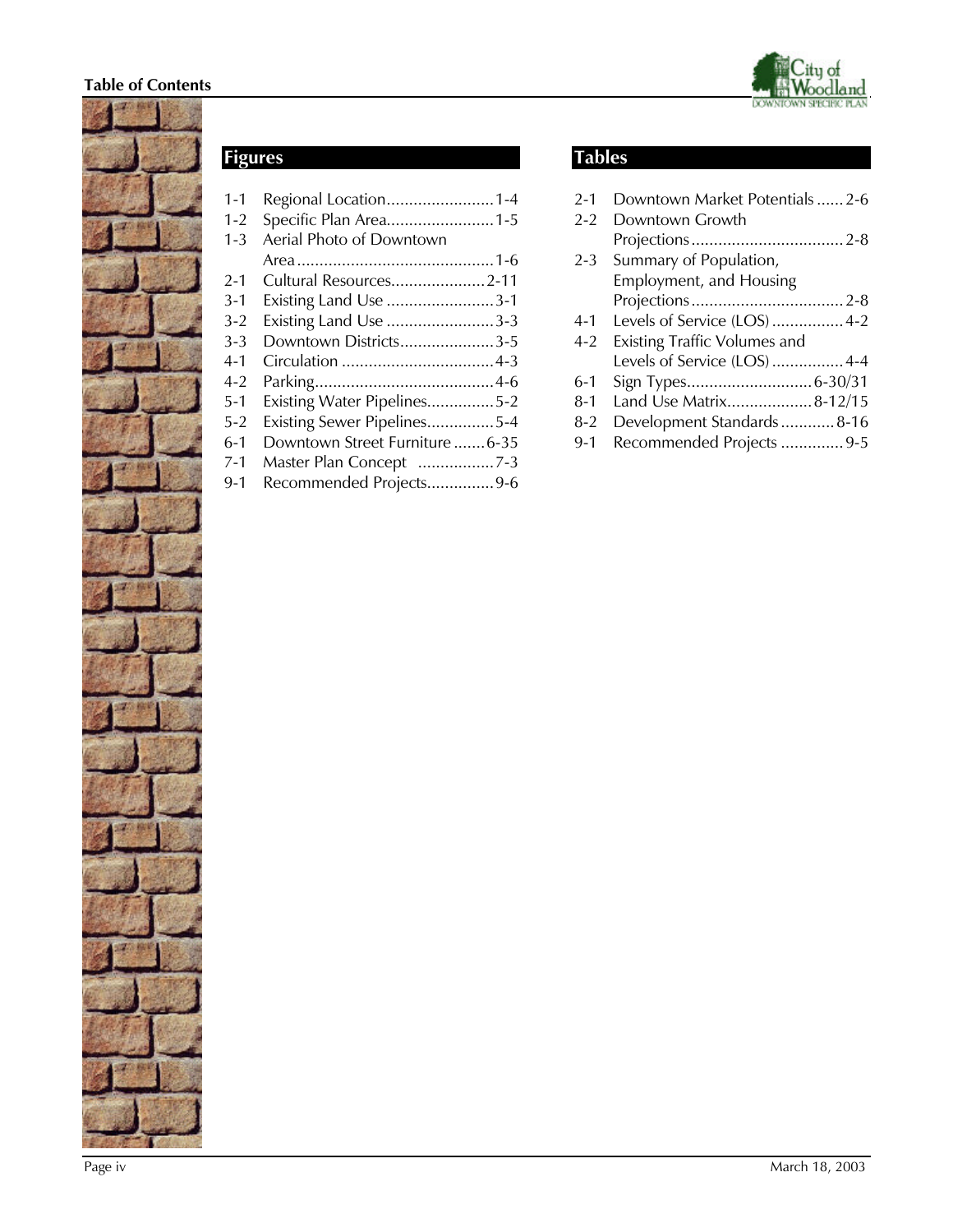## Figures

| | | |
|---|---|---|
| 1-1 | Regional Location | 1-4 |
| 1-2 | Specific Plan Area | 1-5 |
| 1-3 | Aerial Photo of Downtown Area | 1-6 |
| 2-1 | Cultural Resources | 2-11 |
| 3-1 | Existing Land Use | 3-1 |
| 3-2 | Existing Land Use | 3-3 |
| 3-3 | Downtown Districts | 3-5 |
| 4-1 | Circulation | 4-3 |
| 4-2 | Parking | 4-6 |
| 5-1 | Existing Water Pipelines | 5-2 |
| 5-2 | Existing Sewer Pipelines | 5-4 |
| 6-1 | Downtown Street Furniture | 6-35 |
| 7-1 | Master Plan Concept | 7-3 |
| 9-1 | Recommended Projects | 9-6 |

## Tables

| | | |
|---|---|---|
| 2-1 | Downtown Market Potentials | 2-6 |
| 2-2 | Downtown Growth Projections | 2-8 |
| 2-3 | Summary of Population, Employment, and Housing Projections | 2-8 |
| 4-1 | Levels of Service (LOS) | 4-2 |
| 4-2 | Existing Traffic Volumes and Levels of Service (LOS) | 4-4 |
| 6-1 | Sign Types | 6-30/31 |
| 8-1 | Land Use Matrix | 8-12/15 |
| 8-2 | Development Standards | 8-16 |
| 9-1 | Recommended Projects | 9-5 |